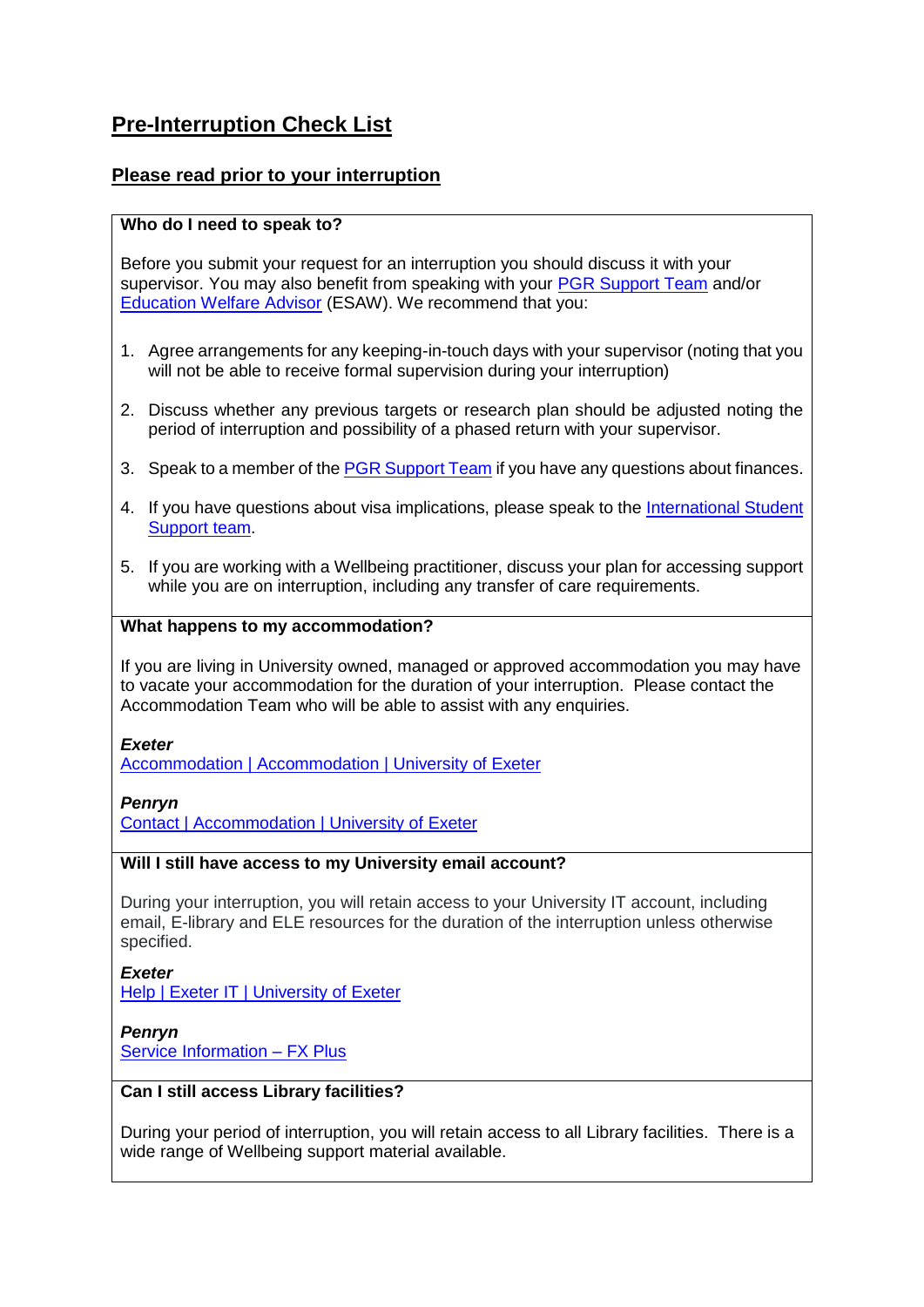# Pre-Interruption Check List

## Please read prior to your interruption

### Who do I need to speak to?

Before you submit your request for an interruption you should discuss it with your supervisor. You may also benefit from speaking with your PGR Support Team and/or Education Welfare Advisor (ESAW). We recommend that you:

1. Agree arrangements for any keeping-in-touch days with your supervisor (noting that you will not be able to receive formal supervision during your interruption)
2. Discuss whether any previous targets or research plan should be adjusted noting the period of interruption and possibility of a phased return with your supervisor.
3. Speak to a member of the PGR Support Team if you have any questions about finances.
4. If you have questions about visa implications, please speak to the International Student Support team.
5. If you are working with a Wellbeing practitioner, discuss your plan for accessing support while you are on interruption, including any transfer of care requirements.

### What happens to my accommodation?

If you are living in University owned, managed or approved accommodation you may have to vacate your accommodation for the duration of your interruption. Please contact the Accommodation Team who will be able to assist with any enquiries.

***Exeter***
Accommodation | Accommodation | University of Exeter

***Penryn***
Contact | Accommodation | University of Exeter

### Will I still have access to my University email account?

During your interruption, you will retain access to your University IT account, including email, E-library and ELE resources for the duration of the interruption unless otherwise specified.

***Exeter***
Help | Exeter IT | University of Exeter

***Penryn***
Service Information – FX Plus

### Can I still access Library facilities?

During your period of interruption, you will retain access to all Library facilities. There is a wide range of Wellbeing support material available.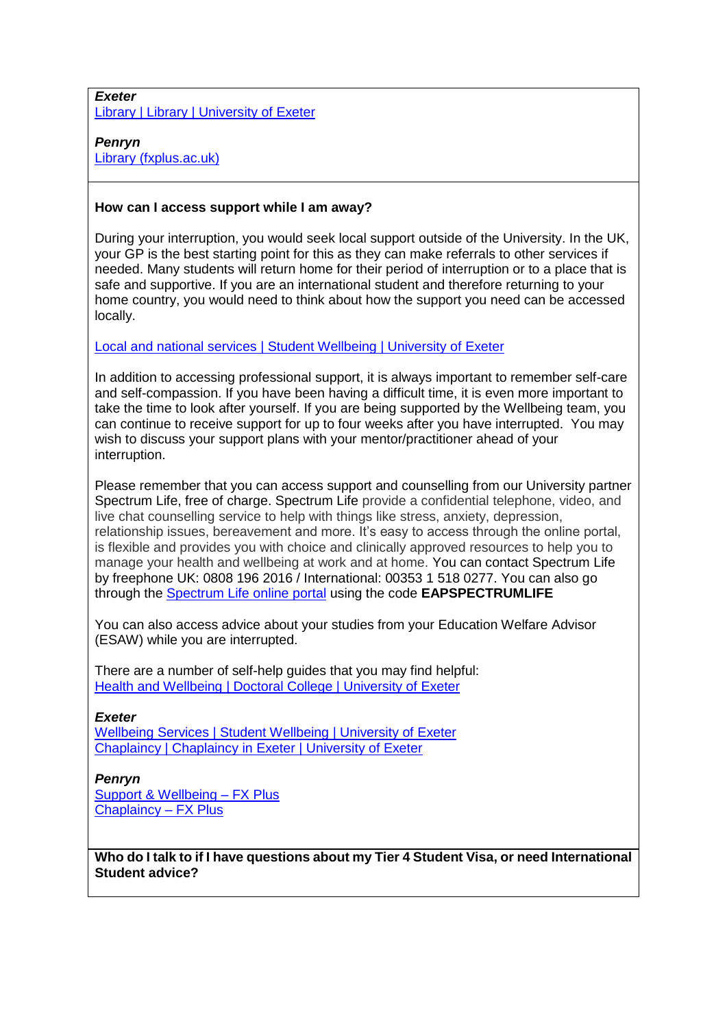***Exeter***
Library | Library | University of Exeter

***Penryn***
Library (fxplus.ac.uk)

**How can I access support while I am away?**

During your interruption, you would seek local support outside of the University. In the UK, your GP is the best starting point for this as they can make referrals to other services if needed. Many students will return home for their period of interruption or to a place that is safe and supportive. If you are an international student and therefore returning to your home country, you would need to think about how the support you need can be accessed locally.

Local and national services | Student Wellbeing | University of Exeter

In addition to accessing professional support, it is always important to remember self-care and self-compassion. If you have been having a difficult time, it is even more important to take the time to look after yourself. If you are being supported by the Wellbeing team, you can continue to receive support for up to four weeks after you have interrupted. You may wish to discuss your support plans with your mentor/practitioner ahead of your interruption.

Please remember that you can access support and counselling from our University partner Spectrum Life, free of charge. Spectrum Life provide a confidential telephone, video, and live chat counselling service to help with things like stress, anxiety, depression, relationship issues, bereavement and more. It's easy to access through the online portal, is flexible and provides you with choice and clinically approved resources to help you to manage your health and wellbeing at work and at home. You can contact Spectrum Life by freephone UK: 0808 196 2016 / International: 00353 1 518 0277. You can also go through the Spectrum Life online portal using the code **EAPSPECTRUMLIFE**

You can also access advice about your studies from your Education Welfare Advisor (ESAW) while you are interrupted.

There are a number of self-help guides that you may find helpful:
Health and Wellbeing | Doctoral College | University of Exeter

***Exeter***
Wellbeing Services | Student Wellbeing | University of Exeter
Chaplaincy | Chaplaincy in Exeter | University of Exeter

***Penryn***
Support & Wellbeing – FX Plus
Chaplaincy – FX Plus

**Who do I talk to if I have questions about my Tier 4 Student Visa, or need International Student advice?**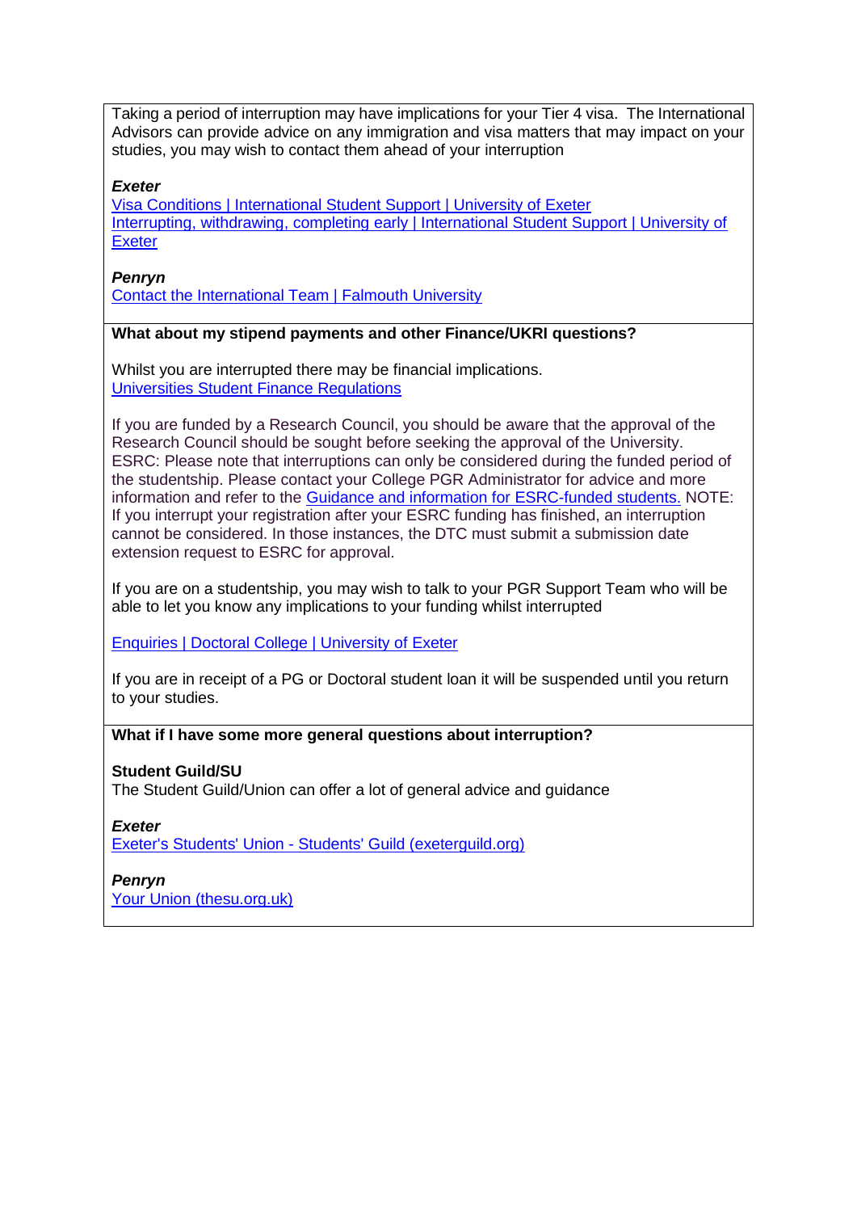Taking a period of interruption may have implications for your Tier 4 visa. The International Advisors can provide advice on any immigration and visa matters that may impact on your studies, you may wish to contact them ahead of your interruption

***Exeter***

Visa Conditions | International Student Support | University of Exeter
Interrupting, withdrawing, completing early | International Student Support | University of Exeter

***Penryn***

Contact the International Team | Falmouth University

**What about my stipend payments and other Finance/UKRI questions?**

Whilst you are interrupted there may be financial implications.
Universities Student Finance Regulations

If you are funded by a Research Council, you should be aware that the approval of the Research Council should be sought before seeking the approval of the University. ESRC: Please note that interruptions can only be considered during the funded period of the studentship. Please contact your College PGR Administrator for advice and more information and refer to the Guidance and information for ESRC-funded students. NOTE: If you interrupt your registration after your ESRC funding has finished, an interruption cannot be considered. In those instances, the DTC must submit a submission date extension request to ESRC for approval.

If you are on a studentship, you may wish to talk to your PGR Support Team who will be able to let you know any implications to your funding whilst interrupted

Enquiries | Doctoral College | University of Exeter

If you are in receipt of a PG or Doctoral student loan it will be suspended until you return to your studies.

**What if I have some more general questions about interruption?**

**Student Guild/SU**

The Student Guild/Union can offer a lot of general advice and guidance

***Exeter***

Exeter's Students' Union - Students' Guild (exeterguild.org)

***Penryn***

Your Union (thesu.org.uk)